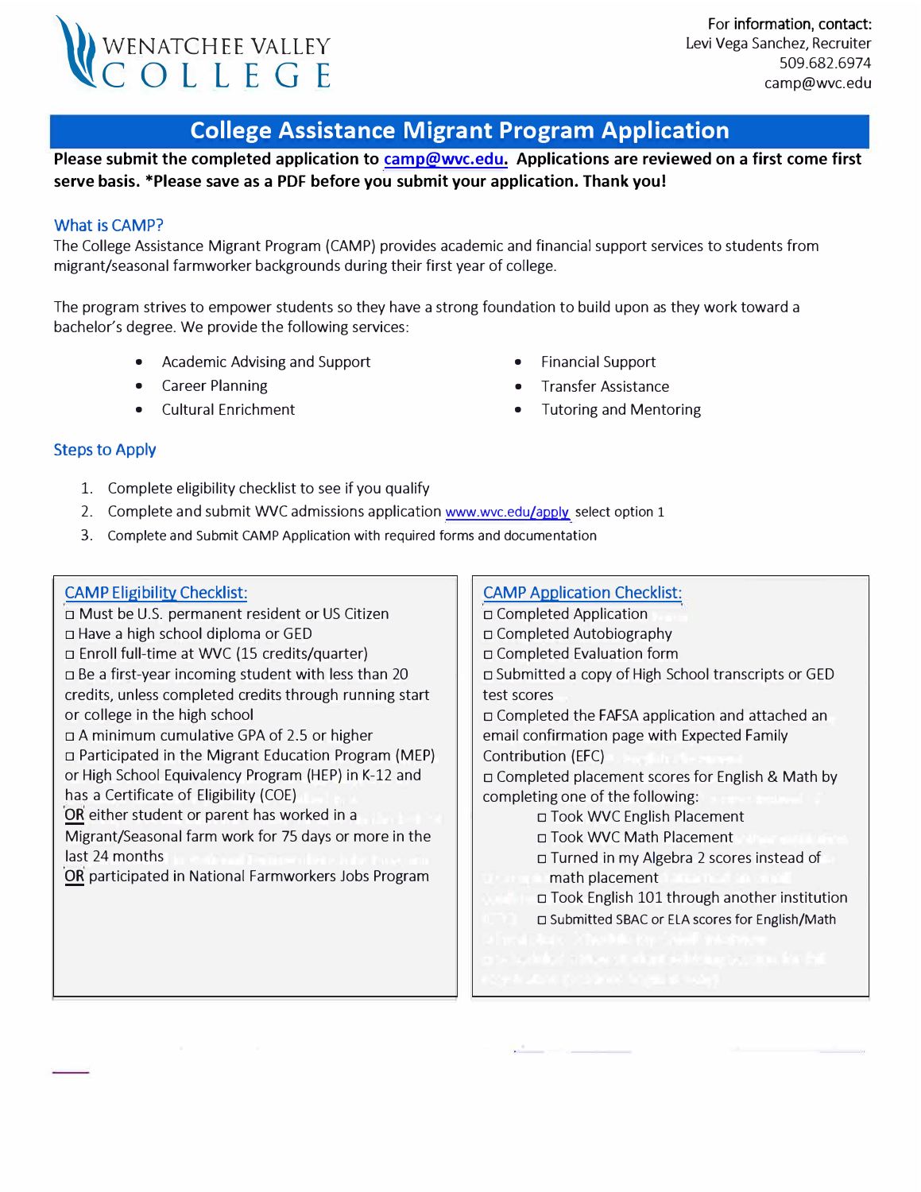WENATCHEE VALLEY COLLEGE

For information, contact:
Levi Vega Sanchez, Recruiter
509.682.6974
camp@wvc.edu

# College Assistance Migrant Program Application

**Please submit the completed application to camp@wvc.edu. Applications are reviewed on a first come first serve basis. *Please save as a PDF before you submit your application. Thank you!**

## What is CAMP?

The College Assistance Migrant Program (CAMP) provides academic and financial support services to students from migrant/seasonal farmworker backgrounds during their first year of college.

The program strives to empower students so they have a strong foundation to build upon as they work toward a bachelor's degree. We provide the following services:

- Academic Advising and Support
- Career Planning
- Cultural Enrichment
- Financial Support
- Transfer Assistance
- Tutoring and Mentoring

## Steps to Apply

1. Complete eligibility checklist to see if you qualify
2. Complete and submit WVC admissions application www.wvc.edu/apply select option 1
3. Complete and Submit CAMP Application with required forms and documentation

### CAMP Eligibility Checklist:

- ◻ Must be U.S. permanent resident or US Citizen
- ◻ Have a high school diploma or GED
- ◻ Enroll full-time at WVC (15 credits/quarter)
- ◻ Be a first-year incoming student with less than 20 credits, unless completed credits through running start or college in the high school
- ◻ A minimum cumulative GPA of 2.5 or higher
- ◻ Participated in the Migrant Education Program (MEP) or High School Equivalency Program (HEP) in K-12 and has a Certificate of Eligibility (COE)

**OR** either student or parent has worked in a Migrant/Seasonal farm work for 75 days or more in the last 24 months

**OR** participated in National Farmworkers Jobs Program

### CAMP Application Checklist:

- ◻ Completed Application
- ◻ Completed Autobiography
- ◻ Completed Evaluation form
- ◻ Submitted a copy of High School transcripts or GED test scores
- ◻ Completed the FAFSA application and attached an email confirmation page with Expected Family Contribution (EFC)
- ◻ Completed placement scores for English & Math by completing one of the following:
  - ◻ Took WVC English Placement
  - ◻ Took WVC Math Placement
  - ◻ Turned in my Algebra 2 scores instead of math placement
  - ◻ Took English 101 through another institution
  - ◻ Submitted SBAC or ELA scores for English/Math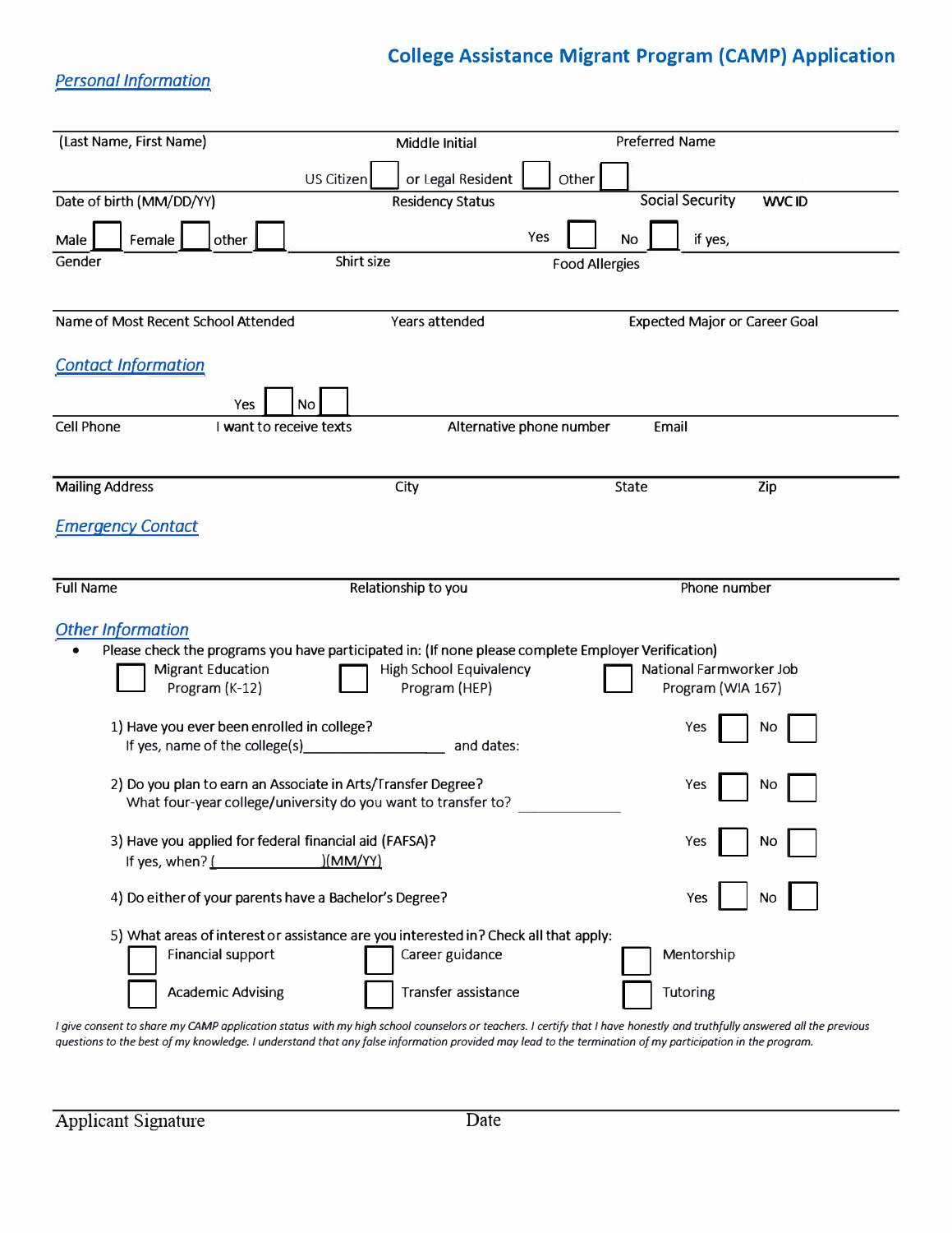# College Assistance Migrant Program (CAMP) Application

## Personal Information

(Last Name, First Name) | Middle Initial | Preferred Name

Date of birth (MM/DD/YY) | Residency Status: US Citizen ☐ or Legal Resident ☐ Other ☐ | Social Security | WVC ID

Gender: Male ☐ Female ☐ other ☐ | Shirt size | Food Allergies: Yes ☐ No ☐ if yes,

Name of Most Recent School Attended | Years attended | Expected Major or Career Goal

## Contact Information

Cell Phone | I want to receive texts: Yes ☐ No ☐ | Alternative phone number | Email

Mailing Address | City | State | Zip

## Emergency Contact

Full Name | Relationship to you | Phone number

## Other Information

- Please check the programs you have participated in: (If none please complete Employer Verification)

  ☐ Migrant Education Program (K-12) ☐ High School Equivalency Program (HEP) ☐ National Farmworker Job Program (WIA 167)

1) Have you ever been enrolled in college? Yes ☐ No ☐
   If yes, name of the college(s)__________________ and dates:

2) Do you plan to earn an Associate in Arts/Transfer Degree? Yes ☐ No ☐
   What four-year college/university do you want to transfer to? ______________

3) Have you applied for federal financial aid (FAFSA)? Yes ☐ No ☐
   If yes, when? (______________)(MM/YY)

4) Do either of your parents have a Bachelor's Degree? Yes ☐ No ☐

5) What areas of interest or assistance are you interested in? Check all that apply:

   ☐ Financial support ☐ Career guidance ☐ Mentorship

   ☐ Academic Advising ☐ Transfer assistance ☐ Tutoring

*I give consent to share my CAMP application status with my high school counselors or teachers. I certify that I have honestly and truthfully answered all the previous questions to the best of my knowledge. I understand that any false information provided may lead to the termination of my participation in the program.*

Applicant Signature | Date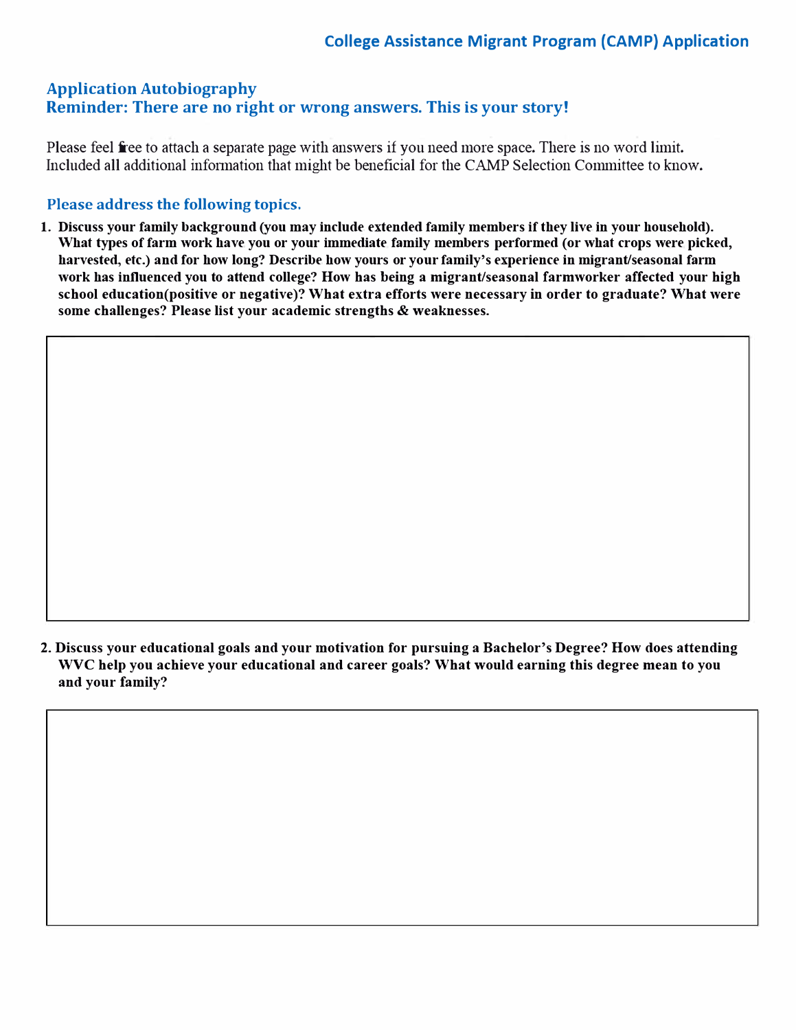## College Assistance Migrant Program (CAMP) Application

### Application Autobiography
### Reminder: There are no right or wrong answers. This is your story!

Please feel free to attach a separate page with answers if you need more space. There is no word limit. Included all additional information that might be beneficial for the CAMP Selection Committee to know.

### Please address the following topics.

1. **Discuss your family background (you may include extended family members if they live in your household). What types of farm work have you or your immediate family members performed (or what crops were picked, harvested, etc.) and for how long? Describe how yours or your family's experience in migrant/seasonal farm work has influenced you to attend college? How has being a migrant/seasonal farmworker affected your high school education(positive or negative)? What extra efforts were necessary in order to graduate? What were some challenges? Please list your academic strengths & weaknesses.**

2. **Discuss your educational goals and your motivation for pursuing a Bachelor's Degree? How does attending WVC help you achieve your educational and career goals? What would earning this degree mean to you and your family?**